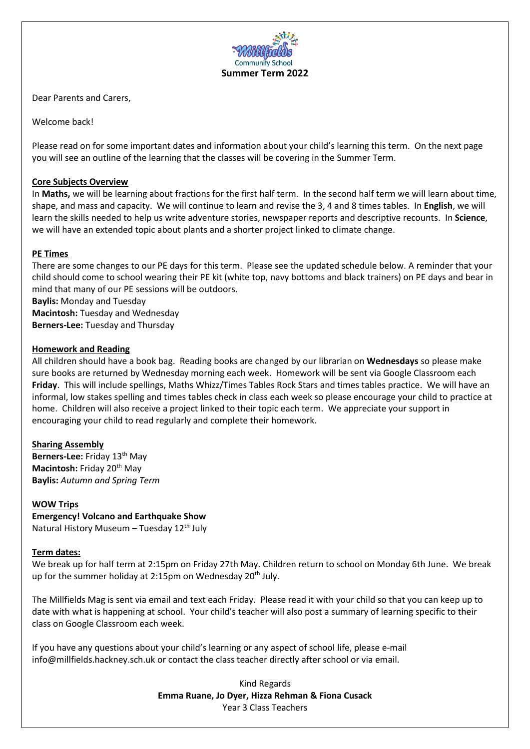Millfields Community School

**Summer Term 2022**

Dear Parents and Carers,

Welcome back!

Please read on for some important dates and information about your child's learning this term. On the next page you will see an outline of the learning that the classes will be covering in the Summer Term.

**Core Subjects Overview**

In **Maths,** we will be learning about fractions for the first half term. In the second half term we will learn about time, shape, and mass and capacity. We will continue to learn and revise the 3, 4 and 8 times tables. In **English**, we will learn the skills needed to help us write adventure stories, newspaper reports and descriptive recounts. In **Science**, we will have an extended topic about plants and a shorter project linked to climate change.

**PE Times**

There are some changes to our PE days for this term. Please see the updated schedule below. A reminder that your child should come to school wearing their PE kit (white top, navy bottoms and black trainers) on PE days and bear in mind that many of our PE sessions will be outdoors.

**Baylis:** Monday and Tuesday
**Macintosh:** Tuesday and Wednesday
**Berners-Lee:** Tuesday and Thursday

**Homework and Reading**

All children should have a book bag. Reading books are changed by our librarian on **Wednesdays** so please make sure books are returned by Wednesday morning each week. Homework will be sent via Google Classroom each **Friday**. This will include spellings, Maths Whizz/Times Tables Rock Stars and times tables practice. We will have an informal, low stakes spelling and times tables check in class each week so please encourage your child to practice at home. Children will also receive a project linked to their topic each term. We appreciate your support in encouraging your child to read regularly and complete their homework.

**Sharing Assembly**

**Berners-Lee:** Friday 13th May
**Macintosh:** Friday 20th May
**Baylis:** *Autumn and Spring Term*

**WOW Trips**

**Emergency! Volcano and Earthquake Show**
Natural History Museum – Tuesday 12th July

**Term dates:**

We break up for half term at 2:15pm on Friday 27th May. Children return to school on Monday 6th June. We break up for the summer holiday at 2:15pm on Wednesday 20th July.

The Millfields Mag is sent via email and text each Friday. Please read it with your child so that you can keep up to date with what is happening at school. Your child's teacher will also post a summary of learning specific to their class on Google Classroom each week.

If you have any questions about your child's learning or any aspect of school life, please e-mail info@millfields.hackney.sch.uk or contact the class teacher directly after school or via email.

Kind Regards
**Emma Ruane, Jo Dyer, Hizza Rehman & Fiona Cusack**
Year 3 Class Teachers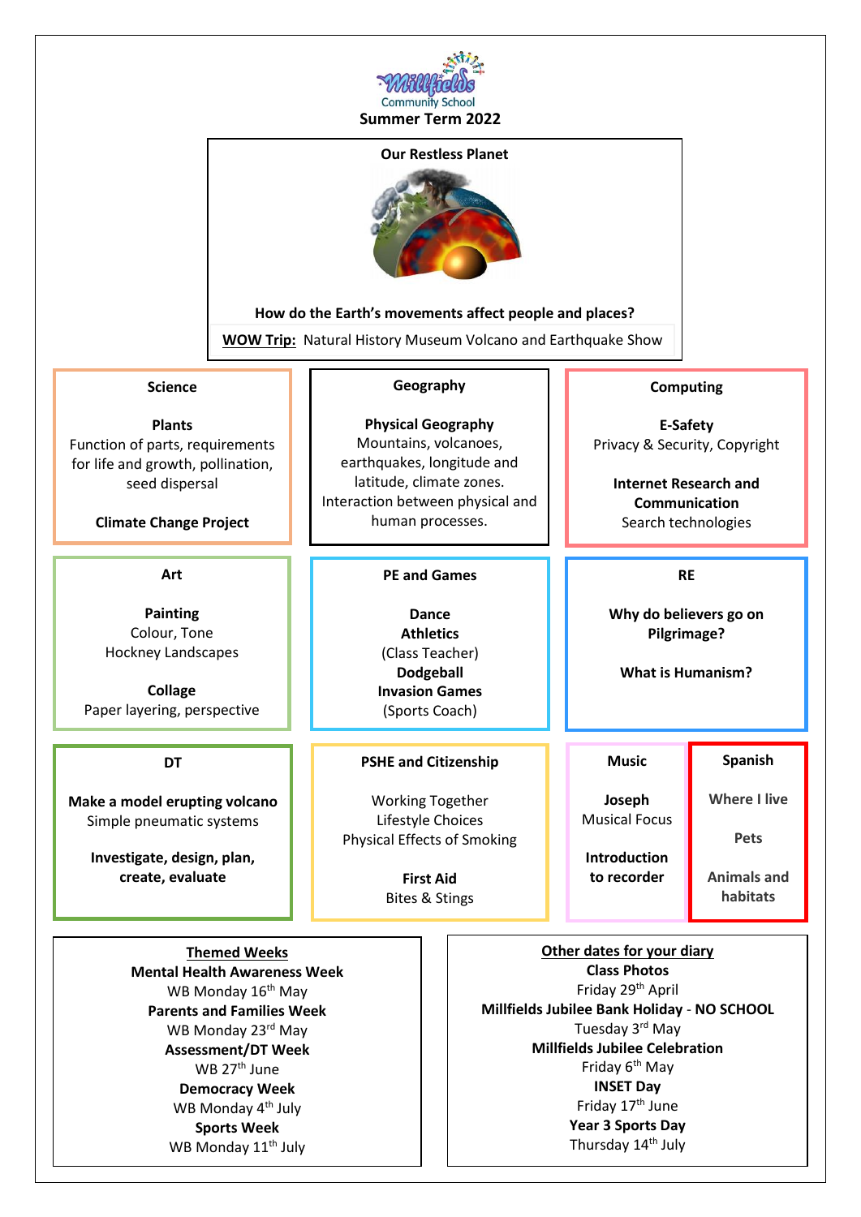Millfields Community School

# Summer Term 2022

## Our Restless Planet

**How do the Earth's movements affect people and places?**

**WOW Trip:** Natural History Museum Volcano and Earthquake Show

### Science

**Plants**
Function of parts, requirements for life and growth, pollination, seed dispersal

**Climate Change Project**

### Geography

**Physical Geography**
Mountains, volcanoes, earthquakes, longitude and latitude, climate zones.
Interaction between physical and human processes.

### Computing

**E-Safety**
Privacy & Security, Copyright

**Internet Research and Communication**
Search technologies

### Art

**Painting**
Colour, Tone
Hockney Landscapes

**Collage**
Paper layering, perspective

### PE and Games

**Dance**
**Athletics**
(Class Teacher)
**Dodgeball**
**Invasion Games**
(Sports Coach)

### RE

**Why do believers go on Pilgrimage?**

**What is Humanism?**

### DT

**Make a model erupting volcano**
Simple pneumatic systems

**Investigate, design, plan, create, evaluate**

### PSHE and Citizenship

Working Together
Lifestyle Choices
Physical Effects of Smoking

**First Aid**
Bites & Stings

### Music

**Joseph**
Musical Focus

**Introduction to recorder**

### Spanish

**Where I live**

**Pets**

**Animals and habitats**

### Themed Weeks

**Mental Health Awareness Week**
WB Monday 16th May
**Parents and Families Week**
WB Monday 23rd May
**Assessment/DT Week**
WB 27th June
**Democracy Week**
WB Monday 4th July
**Sports Week**
WB Monday 11th July

### Other dates for your diary

**Class Photos**
Friday 29th April
**Millfields Jubilee Bank Holiday - NO SCHOOL**
Tuesday 3rd May
**Millfields Jubilee Celebration**
Friday 6th May
**INSET Day**
Friday 17th June
**Year 3 Sports Day**
Thursday 14th July